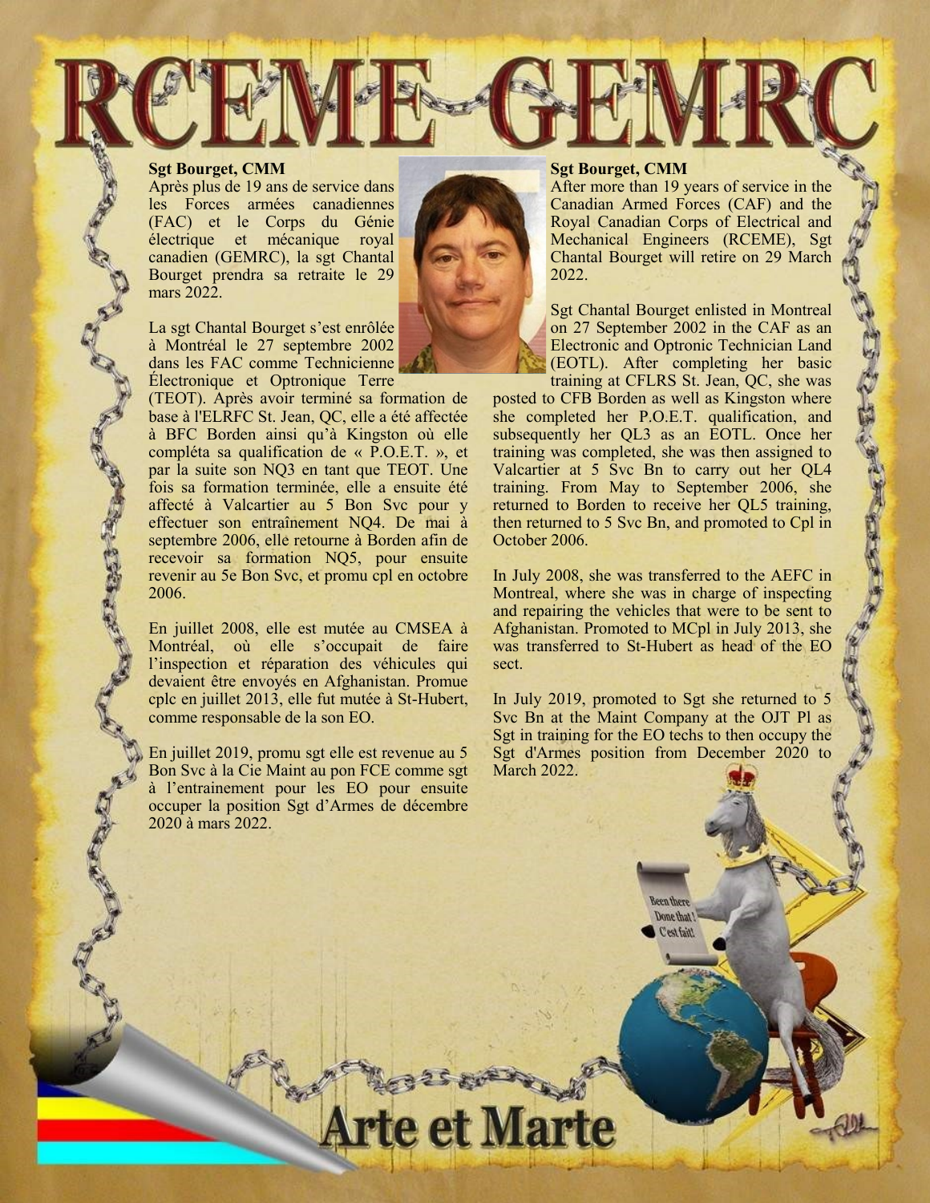# RCEME GEMRC

**Sgt Bourget, CMM**

Après plus de 19 ans de service dans les Forces armées canadiennes (FAC) et le Corps du Génie électrique et mécanique royal canadien (GEMRC), la sgt Chantal Bourget prendra sa retraite le 29 mars 2022.

La sgt Chantal Bourget s'est enrôlée à Montréal le 27 septembre 2002 dans les FAC comme Technicienne Électronique et Optronique Terre (TEOT). Après avoir terminé sa formation de base à l'ELRFC St. Jean, QC, elle a été affectée à BFC Borden ainsi qu'à Kingston où elle compléta sa qualification de « P.O.E.T. », et par la suite son NQ3 en tant que TEOT. Une fois sa formation terminée, elle a ensuite été affecté à Valcartier au 5 Bon Svc pour y effectuer son entraînement NQ4. De mai à septembre 2006, elle retourne à Borden afin de recevoir sa formation NQ5, pour ensuite revenir au 5e Bon Svc, et promu cpl en octobre 2006.

En juillet 2008, elle est mutée au CMSEA à Montréal, où elle s'occupait de faire l'inspection et réparation des véhicules qui devaient être envoyés en Afghanistan. Promue cplc en juillet 2013, elle fut mutée à St-Hubert, comme responsable de la son EO.

En juillet 2019, promu sgt elle est revenue au 5 Bon Svc à la Cie Maint au pon FCE comme sgt à l'entrainement pour les EO pour ensuite occuper la position Sgt d'Armes de décembre 2020 à mars 2022.

**Sgt Bourget, CMM**

After more than 19 years of service in the Canadian Armed Forces (CAF) and the Royal Canadian Corps of Electrical and Mechanical Engineers (RCEME), Sgt Chantal Bourget will retire on 29 March 2022.

Sgt Chantal Bourget enlisted in Montreal on 27 September 2002 in the CAF as an Electronic and Optronic Technician Land (EOTL). After completing her basic training at CFLRS St. Jean, QC, she was posted to CFB Borden as well as Kingston where she completed her P.O.E.T. qualification, and subsequently her QL3 as an EOTL. Once her training was completed, she was then assigned to Valcartier at 5 Svc Bn to carry out her QL4 training. From May to September 2006, she returned to Borden to receive her QL5 training, then returned to 5 Svc Bn, and promoted to Cpl in October 2006.

In July 2008, she was transferred to the AEFC in Montreal, where she was in charge of inspecting and repairing the vehicles that were to be sent to Afghanistan. Promoted to MCpl in July 2013, she was transferred to St-Hubert as head of the EO sect.

In July 2019, promoted to Sgt she returned to 5 Svc Bn at the Maint Company at the OJT Pl as Sgt in training for the EO techs to then occupy the Sgt d'Armes position from December 2020 to March 2022.

Been there Done that! C'est fait!

Arte et Marte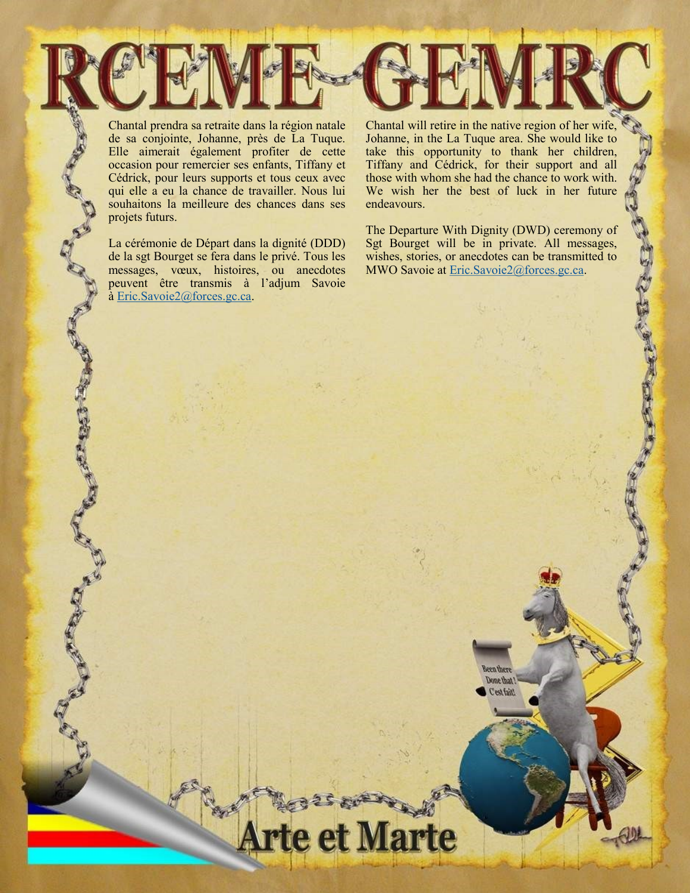# RCEME GEMRC

Chantal prendra sa retraite dans la région natale de sa conjointe, Johanne, près de La Tuque. Elle aimerait également profiter de cette occasion pour remercier ses enfants, Tiffany et Cédrick, pour leurs supports et tous ceux avec qui elle a eu la chance de travailler. Nous lui souhaitons la meilleure des chances dans ses projets futurs.

La cérémonie de Départ dans la dignité (DDD) de la sgt Bourget se fera dans le privé. Tous les messages, vœux, histoires, ou anecdotes peuvent être transmis à l'adjum Savoie à Eric.Savoie2@forces.gc.ca.

Chantal will retire in the native region of her wife, Johanne, in the La Tuque area. She would like to take this opportunity to thank her children, Tiffany and Cédrick, for their support and all those with whom she had the chance to work with. We wish her the best of luck in her future endeavours.

The Departure With Dignity (DWD) ceremony of Sgt Bourget will be in private. All messages, wishes, stories, or anecdotes can be transmitted to MWO Savoie at Eric.Savoie2@forces.gc.ca.

Been there
Done that !
C'est fait!

Arte et Marte